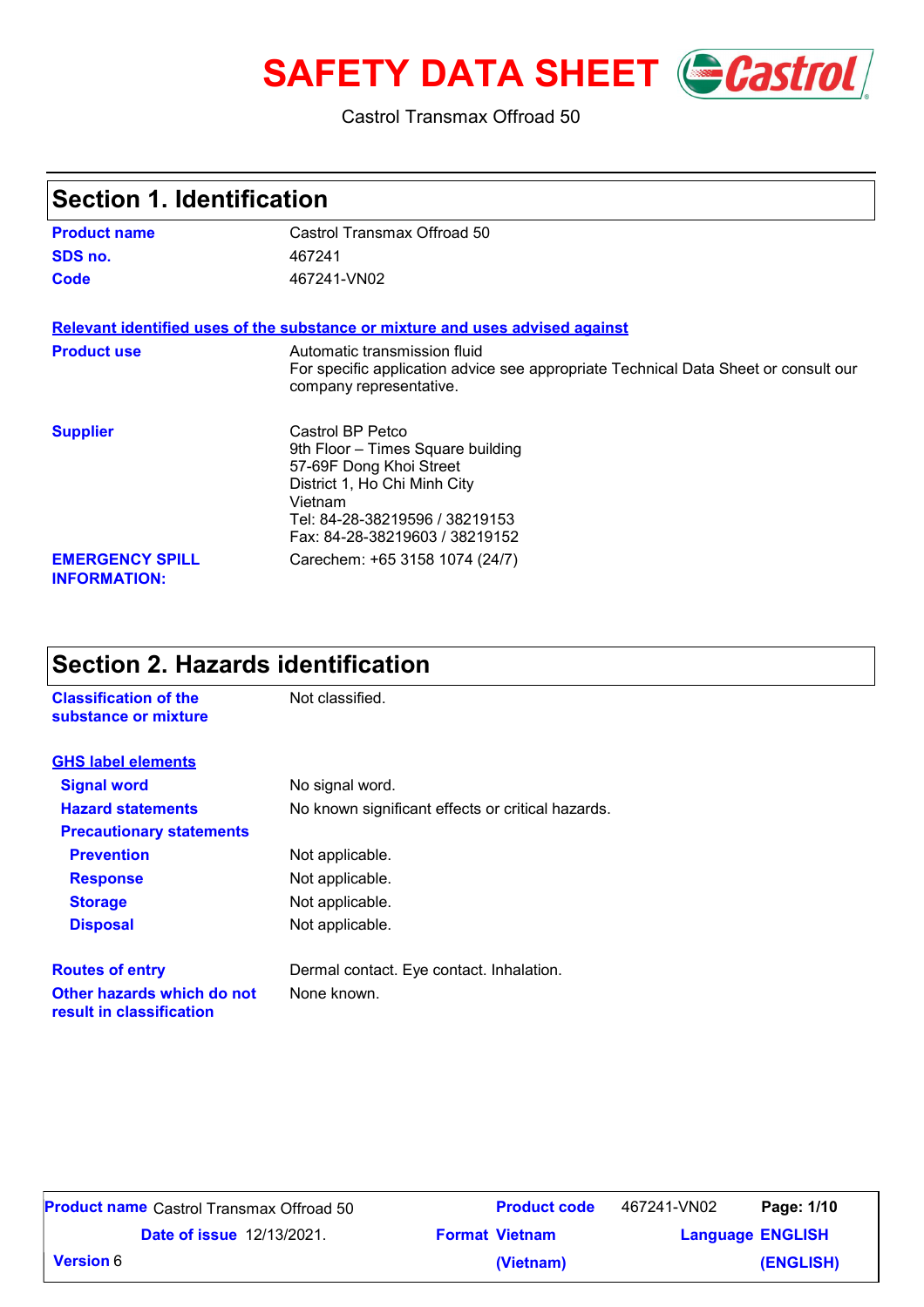# SAFETY DATA SHEET

Castrol Transmax Offroad 50

## Section 1. Identification

| | |
|---|---|
| **Product name** | Castrol Transmax Offroad 50 |
| **SDS no.** | 467241 |
| **Code** | 467241-VN02 |

**Relevant identified uses of the substance or mixture and uses advised against**

| | |
|---|---|
| **Product use** | Automatic transmission fluid<br>For specific application advice see appropriate Technical Data Sheet or consult our company representative. |
| **Supplier** | Castrol BP Petco<br>9th Floor – Times Square building<br>57-69F Dong Khoi Street<br>District 1, Ho Chi Minh City<br>Vietnam<br>Tel: 84-28-38219596 / 38219153<br>Fax: 84-28-38219603 / 38219152 |
| **EMERGENCY SPILL INFORMATION:** | Carechem: +65 3158 1074 (24/7) |

## Section 2. Hazards identification

| | |
|---|---|
| **Classification of the substance or mixture** | Not classified. |

**GHS label elements**

| | |
|---|---|
| **Signal word** | No signal word. |
| **Hazard statements** | No known significant effects or critical hazards. |
| **Precautionary statements** | |
| **Prevention** | Not applicable. |
| **Response** | Not applicable. |
| **Storage** | Not applicable. |
| **Disposal** | Not applicable. |
| **Routes of entry** | Dermal contact. Eye contact. Inhalation. |
| **Other hazards which do not result in classification** | None known. |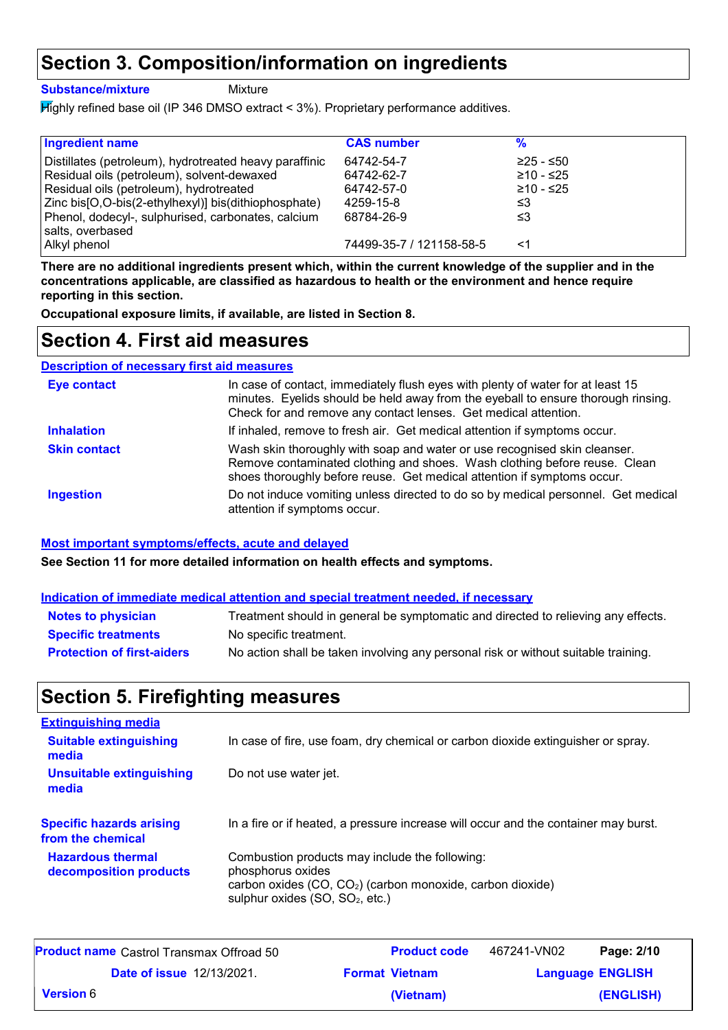# Section 3. Composition/information on ingredients

**Substance/mixture** Mixture

Highly refined base oil (IP 346 DMSO extract < 3%). Proprietary performance additives.

| Ingredient name | CAS number | % |
|---|---|---|
| Distillates (petroleum), hydrotreated heavy paraffinic | 64742-54-7 | ≥25 - ≤50 |
| Residual oils (petroleum), solvent-dewaxed | 64742-62-7 | ≥10 - ≤25 |
| Residual oils (petroleum), hydrotreated | 64742-57-0 | ≥10 - ≤25 |
| Zinc bis[O,O-bis(2-ethylhexyl)] bis(dithiophosphate) | 4259-15-8 | ≤3 |
| Phenol, dodecyl-, sulphurised, carbonates, calcium salts, overbased | 68784-26-9 | ≤3 |
| Alkyl phenol | 74499-35-7 / 121158-58-5 | <1 |

**There are no additional ingredients present which, within the current knowledge of the supplier and in the concentrations applicable, are classified as hazardous to health or the environment and hence require reporting in this section.**

**Occupational exposure limits, if available, are listed in Section 8.**

# Section 4. First aid measures

## Description of necessary first aid measures

**Eye contact**
In case of contact, immediately flush eyes with plenty of water for at least 15 minutes. Eyelids should be held away from the eyeball to ensure thorough rinsing. Check for and remove any contact lenses. Get medical attention.

**Inhalation**
If inhaled, remove to fresh air. Get medical attention if symptoms occur.

**Skin contact**
Wash skin thoroughly with soap and water or use recognised skin cleanser. Remove contaminated clothing and shoes. Wash clothing before reuse. Clean shoes thoroughly before reuse. Get medical attention if symptoms occur.

**Ingestion**
Do not induce vomiting unless directed to do so by medical personnel. Get medical attention if symptoms occur.

## Most important symptoms/effects, acute and delayed

**See Section 11 for more detailed information on health effects and symptoms.**

## Indication of immediate medical attention and special treatment needed, if necessary

**Notes to physician**
Treatment should in general be symptomatic and directed to relieving any effects.

**Specific treatments**
No specific treatment.

**Protection of first-aiders**
No action shall be taken involving any personal risk or without suitable training.

# Section 5. Firefighting measures

## Extinguishing media

**Suitable extinguishing media**
In case of fire, use foam, dry chemical or carbon dioxide extinguisher or spray.

**Unsuitable extinguishing media**
Do not use water jet.

**Specific hazards arising from the chemical**
In a fire or if heated, a pressure increase will occur and the container may burst.

**Hazardous thermal decomposition products**
Combustion products may include the following:
phosphorus oxides
carbon oxides (CO, $CO_2$) (carbon monoxide, carbon dioxide)
sulphur oxides (SO, $SO_2$, etc.)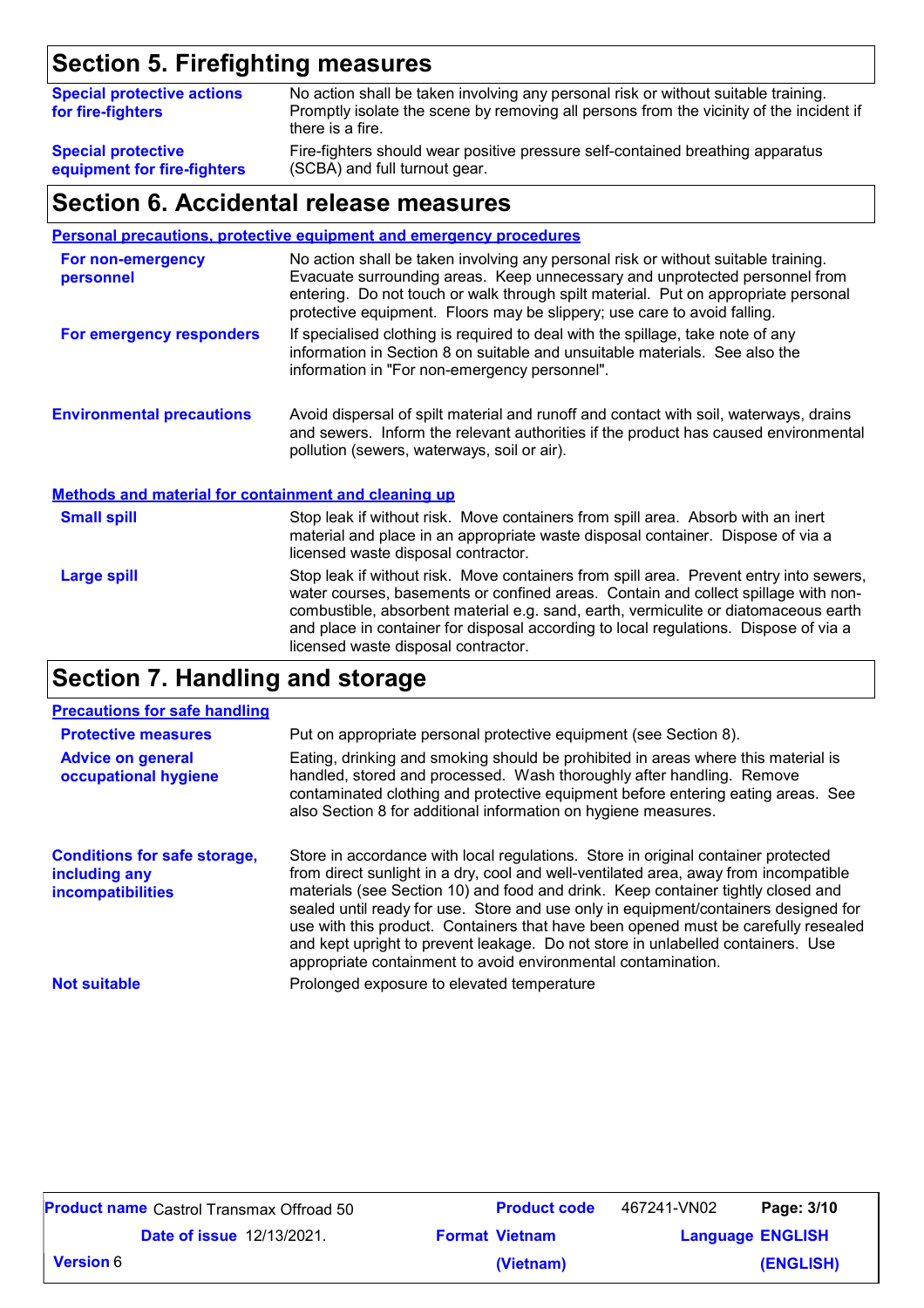## Section 5. Firefighting measures

**Special protective actions for fire-fighters**
No action shall be taken involving any personal risk or without suitable training. Promptly isolate the scene by removing all persons from the vicinity of the incident if there is a fire.

**Special protective equipment for fire-fighters**
Fire-fighters should wear positive pressure self-contained breathing apparatus (SCBA) and full turnout gear.

## Section 6. Accidental release measures

### Personal precautions, protective equipment and emergency procedures

**For non-emergency personnel**
No action shall be taken involving any personal risk or without suitable training. Evacuate surrounding areas. Keep unnecessary and unprotected personnel from entering. Do not touch or walk through spilt material. Put on appropriate personal protective equipment. Floors may be slippery; use care to avoid falling.

**For emergency responders**
If specialised clothing is required to deal with the spillage, take note of any information in Section 8 on suitable and unsuitable materials. See also the information in "For non-emergency personnel".

**Environmental precautions**
Avoid dispersal of spilt material and runoff and contact with soil, waterways, drains and sewers. Inform the relevant authorities if the product has caused environmental pollution (sewers, waterways, soil or air).

### Methods and material for containment and cleaning up

**Small spill**
Stop leak if without risk. Move containers from spill area. Absorb with an inert material and place in an appropriate waste disposal container. Dispose of via a licensed waste disposal contractor.

**Large spill**
Stop leak if without risk. Move containers from spill area. Prevent entry into sewers, water courses, basements or confined areas. Contain and collect spillage with non-combustible, absorbent material e.g. sand, earth, vermiculite or diatomaceous earth and place in container for disposal according to local regulations. Dispose of via a licensed waste disposal contractor.

## Section 7. Handling and storage

### Precautions for safe handling

**Protective measures**
Put on appropriate personal protective equipment (see Section 8).

**Advice on general occupational hygiene**
Eating, drinking and smoking should be prohibited in areas where this material is handled, stored and processed. Wash thoroughly after handling. Remove contaminated clothing and protective equipment before entering eating areas. See also Section 8 for additional information on hygiene measures.

**Conditions for safe storage, including any incompatibilities**
Store in accordance with local regulations. Store in original container protected from direct sunlight in a dry, cool and well-ventilated area, away from incompatible materials (see Section 10) and food and drink. Keep container tightly closed and sealed until ready for use. Store and use only in equipment/containers designed for use with this product. Containers that have been opened must be carefully resealed and kept upright to prevent leakage. Do not store in unlabelled containers. Use appropriate containment to avoid environmental contamination.

**Not suitable**
Prolonged exposure to elevated temperature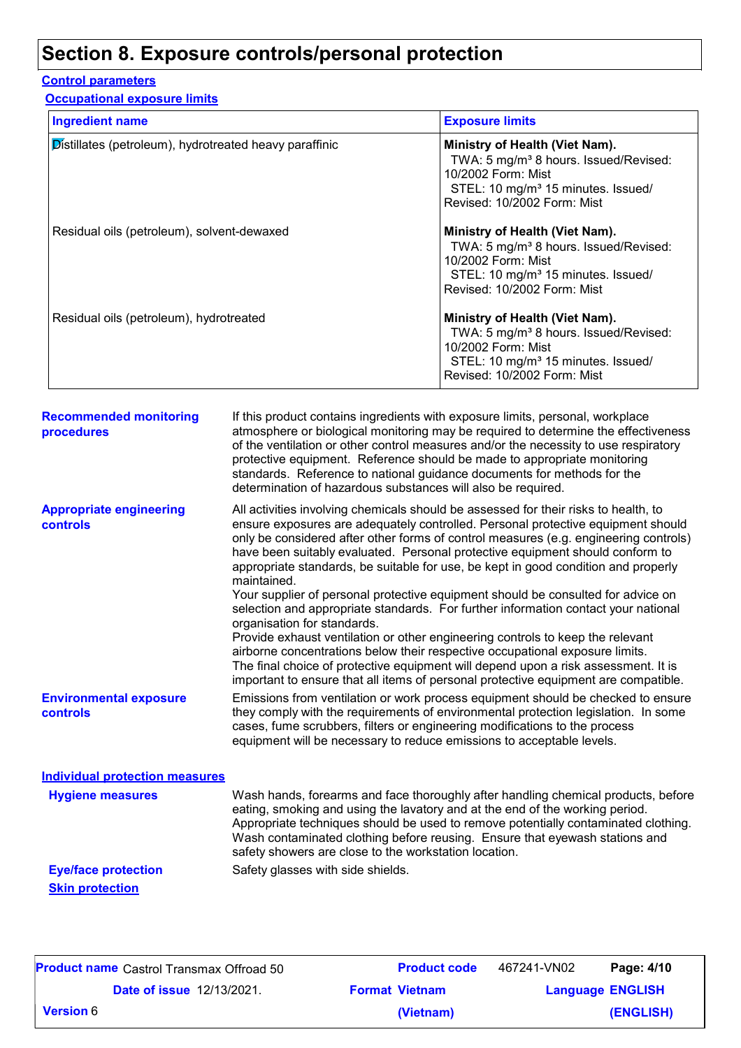# Section 8. Exposure controls/personal protection

## Control parameters

### Occupational exposure limits

| Ingredient name | Exposure limits |
|---|---|
| Distillates (petroleum), hydrotreated heavy paraffinic | **Ministry of Health (Viet Nam).** TWA: 5 mg/m³ 8 hours. Issued/Revised: 10/2002 Form: Mist STEL: 10 mg/m³ 15 minutes. Issued/Revised: 10/2002 Form: Mist |
| Residual oils (petroleum), solvent-dewaxed | **Ministry of Health (Viet Nam).** TWA: 5 mg/m³ 8 hours. Issued/Revised: 10/2002 Form: Mist STEL: 10 mg/m³ 15 minutes. Issued/Revised: 10/2002 Form: Mist |
| Residual oils (petroleum), hydrotreated | **Ministry of Health (Viet Nam).** TWA: 5 mg/m³ 8 hours. Issued/Revised: 10/2002 Form: Mist STEL: 10 mg/m³ 15 minutes. Issued/Revised: 10/2002 Form: Mist |

**Recommended monitoring procedures**

If this product contains ingredients with exposure limits, personal, workplace atmosphere or biological monitoring may be required to determine the effectiveness of the ventilation or other control measures and/or the necessity to use respiratory protective equipment. Reference should be made to appropriate monitoring standards. Reference to national guidance documents for methods for the determination of hazardous substances will also be required.

**Appropriate engineering controls**

All activities involving chemicals should be assessed for their risks to health, to ensure exposures are adequately controlled. Personal protective equipment should only be considered after other forms of control measures (e.g. engineering controls) have been suitably evaluated. Personal protective equipment should conform to appropriate standards, be suitable for use, be kept in good condition and properly maintained.
Your supplier of personal protective equipment should be consulted for advice on selection and appropriate standards. For further information contact your national organisation for standards.
Provide exhaust ventilation or other engineering controls to keep the relevant airborne concentrations below their respective occupational exposure limits.
The final choice of protective equipment will depend upon a risk assessment. It is important to ensure that all items of personal protective equipment are compatible.

**Environmental exposure controls**

Emissions from ventilation or work process equipment should be checked to ensure they comply with the requirements of environmental protection legislation. In some cases, fume scrubbers, filters or engineering modifications to the process equipment will be necessary to reduce emissions to acceptable levels.

## Individual protection measures

**Hygiene measures**

Wash hands, forearms and face thoroughly after handling chemical products, before eating, smoking and using the lavatory and at the end of the working period. Appropriate techniques should be used to remove potentially contaminated clothing. Wash contaminated clothing before reusing. Ensure that eyewash stations and safety showers are close to the workstation location.

**Eye/face protection**

Safety glasses with side shields.

### Skin protection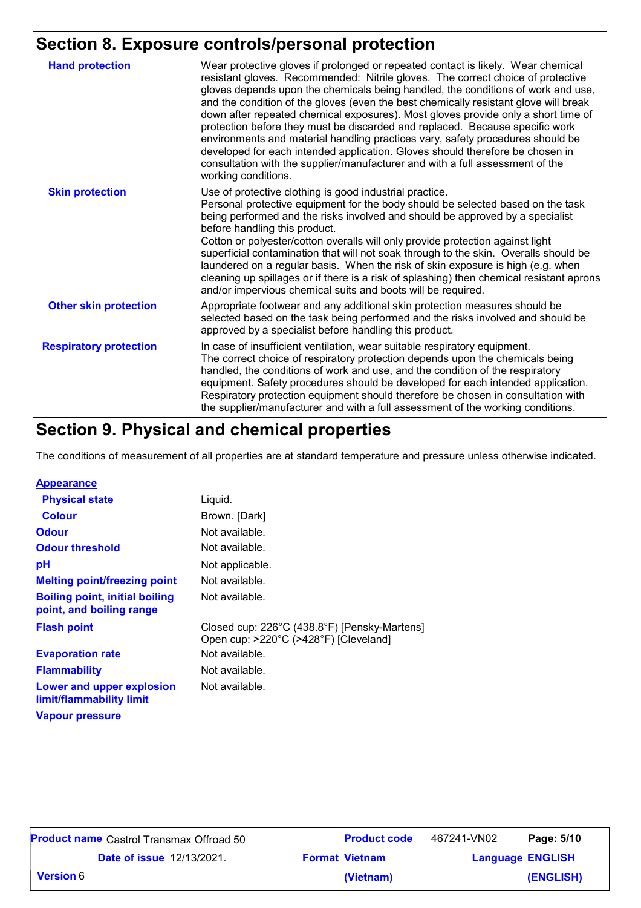## Section 8. Exposure controls/personal protection

| | |
|---|---|
| **Hand protection** | Wear protective gloves if prolonged or repeated contact is likely. Wear chemical resistant gloves. Recommended: Nitrile gloves. The correct choice of protective gloves depends upon the chemicals being handled, the conditions of work and use, and the condition of the gloves (even the best chemically resistant glove will break down after repeated chemical exposures). Most gloves provide only a short time of protection before they must be discarded and replaced. Because specific work environments and material handling practices vary, safety procedures should be developed for each intended application. Gloves should therefore be chosen in consultation with the supplier/manufacturer and with a full assessment of the working conditions. |
| **Skin protection** | Use of protective clothing is good industrial practice. Personal protective equipment for the body should be selected based on the task being performed and the risks involved and should be approved by a specialist before handling this product. Cotton or polyester/cotton overalls will only provide protection against light superficial contamination that will not soak through to the skin. Overalls should be laundered on a regular basis. When the risk of skin exposure is high (e.g. when cleaning up spillages or if there is a risk of splashing) then chemical resistant aprons and/or impervious chemical suits and boots will be required. |
| **Other skin protection** | Appropriate footwear and any additional skin protection measures should be selected based on the task being performed and the risks involved and should be approved by a specialist before handling this product. |
| **Respiratory protection** | In case of insufficient ventilation, wear suitable respiratory equipment. The correct choice of respiratory protection depends upon the chemicals being handled, the conditions of work and use, and the condition of the respiratory equipment. Safety procedures should be developed for each intended application. Respiratory protection equipment should therefore be chosen in consultation with the supplier/manufacturer and with a full assessment of the working conditions. |

## Section 9. Physical and chemical properties

The conditions of measurement of all properties are at standard temperature and pressure unless otherwise indicated.

| | |
|---|---|
| **Appearance** | |
| **Physical state** | Liquid. |
| **Colour** | Brown. [Dark] |
| **Odour** | Not available. |
| **Odour threshold** | Not available. |
| **pH** | Not applicable. |
| **Melting point/freezing point** | Not available. |
| **Boiling point, initial boiling point, and boiling range** | Not available. |
| **Flash point** | Closed cup: 226°C (438.8°F) [Pensky-Martens]<br>Open cup: >220°C (>428°F) [Cleveland] |
| **Evaporation rate** | Not available. |
| **Flammability** | Not available. |
| **Lower and upper explosion limit/flammability limit** | Not available. |
| **Vapour pressure** | |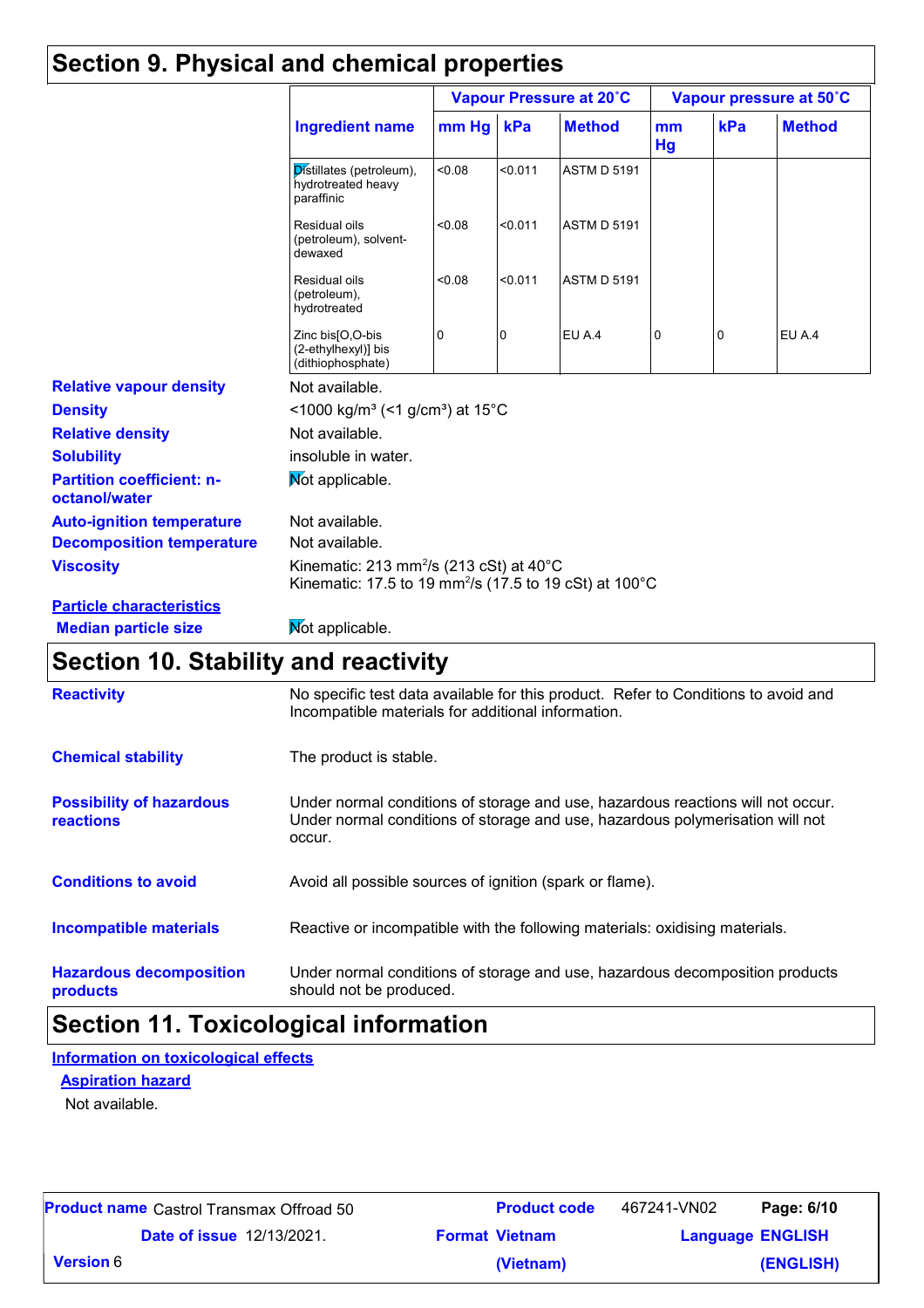# Section 9. Physical and chemical properties

| Ingredient name | Vapour Pressure at 20˚C | | | Vapour pressure at 50˚C | | |
|---|---|---|---|---|---|---|
| | mm Hg | kPa | Method | mm Hg | kPa | Method |
| Distillates (petroleum), hydrotreated heavy paraffinic | <0.08 | <0.011 | ASTM D 5191 | | | |
| Residual oils (petroleum), solvent-dewaxed | <0.08 | <0.011 | ASTM D 5191 | | | |
| Residual oils (petroleum), hydrotreated | <0.08 | <0.011 | ASTM D 5191 | | | |
| Zinc bis[O,O-bis (2-ethylhexyl)] bis (dithiophosphate) | 0 | 0 | EU A.4 | 0 | 0 | EU A.4 |

**Relative vapour density**: Not available.

**Density**: <1000 kg/m³ (<1 g/cm³) at 15°C

**Relative density**: Not available.

**Solubility**: insoluble in water.

**Partition coefficient: n-octanol/water**: Not applicable.

**Auto-ignition temperature**: Not available.

**Decomposition temperature**: Not available.

**Viscosity**: Kinematic: 213 $mm^2/s$ (213 cSt) at 40°C
Kinematic: 17.5 to 19 $mm^2/s$ (17.5 to 19 cSt) at 100°C

**Particle characteristics**

**Median particle size**: Not applicable.

# Section 10. Stability and reactivity

**Reactivity**: No specific test data available for this product. Refer to Conditions to avoid and Incompatible materials for additional information.

**Chemical stability**: The product is stable.

**Possibility of hazardous reactions**: Under normal conditions of storage and use, hazardous reactions will not occur. Under normal conditions of storage and use, hazardous polymerisation will not occur.

**Conditions to avoid**: Avoid all possible sources of ignition (spark or flame).

**Incompatible materials**: Reactive or incompatible with the following materials: oxidising materials.

**Hazardous decomposition products**: Under normal conditions of storage and use, hazardous decomposition products should not be produced.

# Section 11. Toxicological information

**Information on toxicological effects**

**Aspiration hazard**

Not available.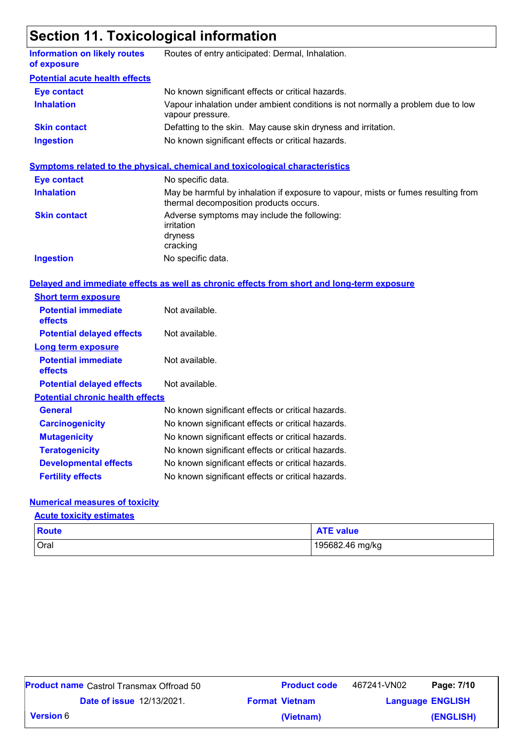# Section 11. Toxicological information

**Information on likely routes of exposure**: Routes of entry anticipated: Dermal, Inhalation.

**Potential acute health effects**

| | |
|---|---|
| **Eye contact** | No known significant effects or critical hazards. |
| **Inhalation** | Vapour inhalation under ambient conditions is not normally a problem due to low vapour pressure. |
| **Skin contact** | Defatting to the skin. May cause skin dryness and irritation. |
| **Ingestion** | No known significant effects or critical hazards. |

**Symptoms related to the physical, chemical and toxicological characteristics**

| | |
|---|---|
| **Eye contact** | No specific data. |
| **Inhalation** | May be harmful by inhalation if exposure to vapour, mists or fumes resulting from thermal decomposition products occurs. |
| **Skin contact** | Adverse symptoms may include the following: irritation dryness cracking |
| **Ingestion** | No specific data. |

**Delayed and immediate effects as well as chronic effects from short and long-term exposure**

**Short term exposure**

| | |
|---|---|
| **Potential immediate effects** | Not available. |
| **Potential delayed effects** | Not available. |

**Long term exposure**

| | |
|---|---|
| **Potential immediate effects** | Not available. |
| **Potential delayed effects** | Not available. |

**Potential chronic health effects**

| | |
|---|---|
| **General** | No known significant effects or critical hazards. |
| **Carcinogenicity** | No known significant effects or critical hazards. |
| **Mutagenicity** | No known significant effects or critical hazards. |
| **Teratogenicity** | No known significant effects or critical hazards. |
| **Developmental effects** | No known significant effects or critical hazards. |
| **Fertility effects** | No known significant effects or critical hazards. |

**Numerical measures of toxicity**

**Acute toxicity estimates**

| Route | ATE value |
|---|---|
| Oral | 195682.46 mg/kg |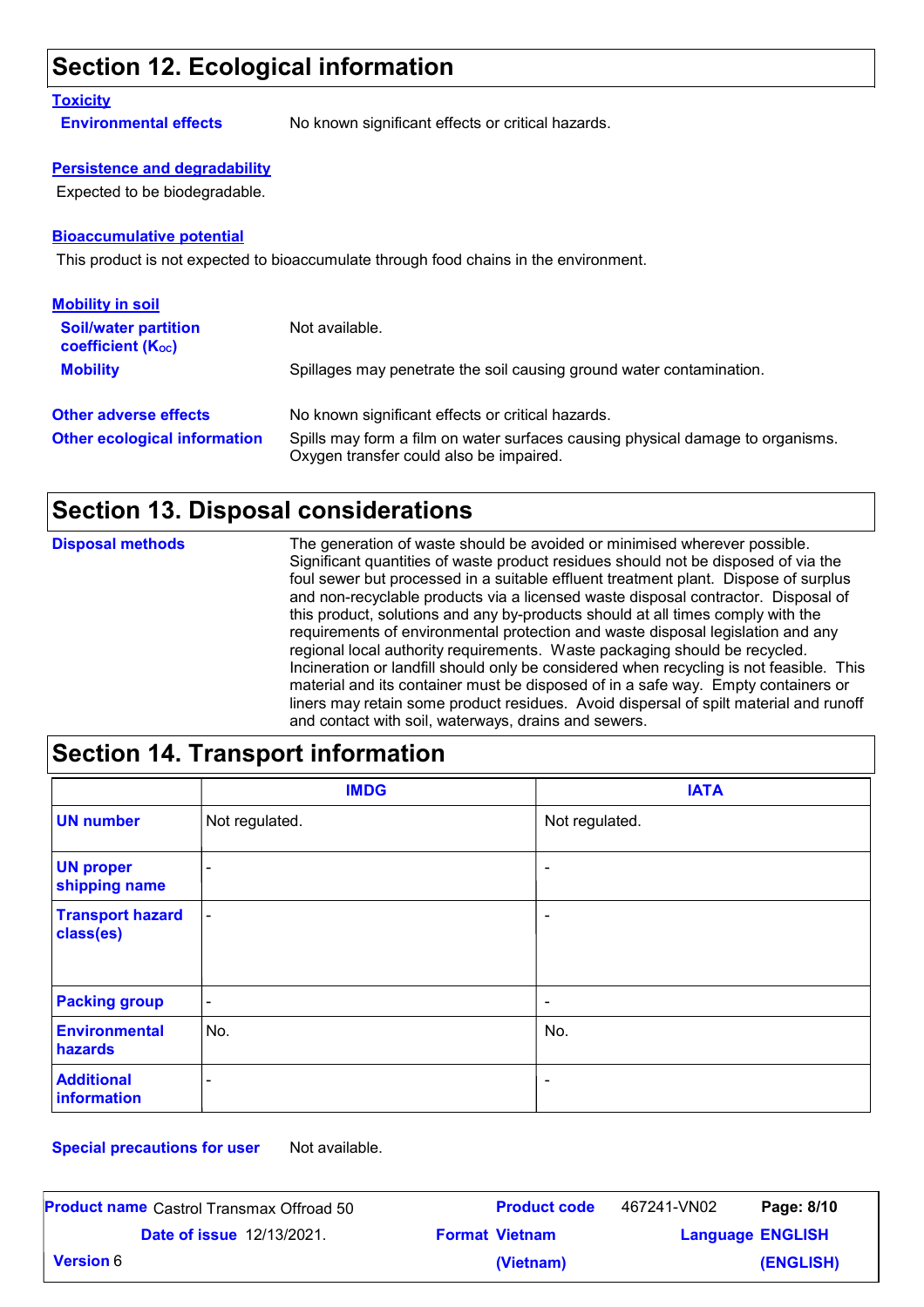## Section 12. Ecological information

### Toxicity

**Environmental effects**: No known significant effects or critical hazards.

### Persistence and degradability

Expected to be biodegradable.

### Bioaccumulative potential

This product is not expected to bioaccumulate through food chains in the environment.

### Mobility in soil

**Soil/water partition coefficient ($K_{OC}$)**: Not available.

**Mobility**: Spillages may penetrate the soil causing ground water contamination.

**Other adverse effects**: No known significant effects or critical hazards.

**Other ecological information**: Spills may form a film on water surfaces causing physical damage to organisms. Oxygen transfer could also be impaired.

## Section 13. Disposal considerations

**Disposal methods**: The generation of waste should be avoided or minimised wherever possible. Significant quantities of waste product residues should not be disposed of via the foul sewer but processed in a suitable effluent treatment plant. Dispose of surplus and non-recyclable products via a licensed waste disposal contractor. Disposal of this product, solutions and any by-products should at all times comply with the requirements of environmental protection and waste disposal legislation and any regional local authority requirements. Waste packaging should be recycled. Incineration or landfill should only be considered when recycling is not feasible. This material and its container must be disposed of in a safe way. Empty containers or liners may retain some product residues. Avoid dispersal of spilt material and runoff and contact with soil, waterways, drains and sewers.

## Section 14. Transport information

| | IMDG | IATA |
|---|---|---|
| UN number | Not regulated. | Not regulated. |
| UN proper shipping name | - | - |
| Transport hazard class(es) | - | - |
| Packing group | - | - |
| Environmental hazards | No. | No. |
| Additional information | - | - |

**Special precautions for user**: Not available.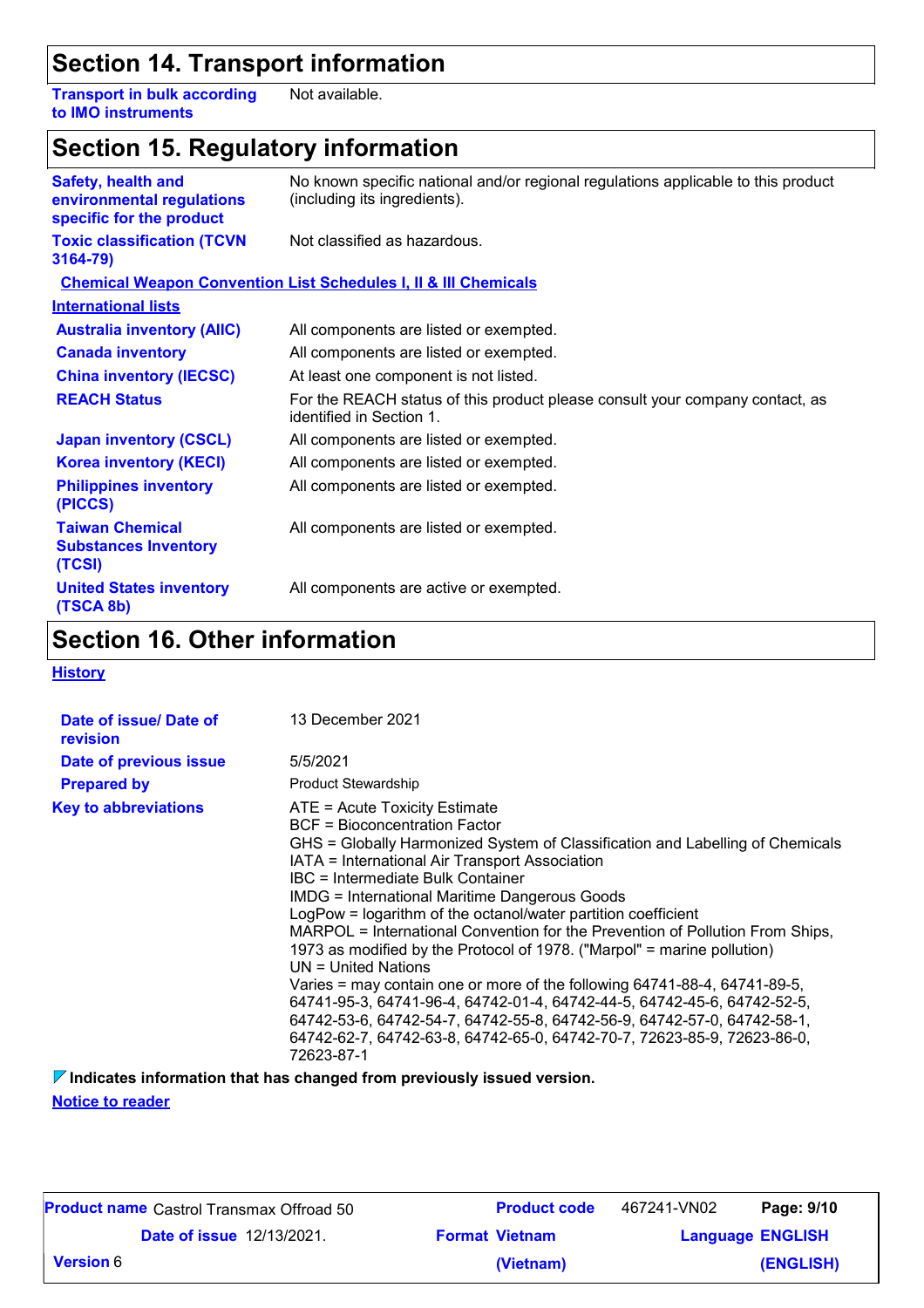## Section 14. Transport information

| | |
|---|---|
| **Transport in bulk according to IMO instruments** | Not available. |

## Section 15. Regulatory information

| | |
|---|---|
| **Safety, health and environmental regulations specific for the product** | No known specific national and/or regional regulations applicable to this product (including its ingredients). |
| **Toxic classification (TCVN 3164-79)** | Not classified as hazardous. |

**Chemical Weapon Convention List Schedules I, II & III Chemicals**

**International lists**

| | |
|---|---|
| **Australia inventory (AIIC)** | All components are listed or exempted. |
| **Canada inventory** | All components are listed or exempted. |
| **China inventory (IECSC)** | At least one component is not listed. |
| **REACH Status** | For the REACH status of this product please consult your company contact, as identified in Section 1. |
| **Japan inventory (CSCL)** | All components are listed or exempted. |
| **Korea inventory (KECI)** | All components are listed or exempted. |
| **Philippines inventory (PICCS)** | All components are listed or exempted. |
| **Taiwan Chemical Substances Inventory (TCSI)** | All components are listed or exempted. |
| **United States inventory (TSCA 8b)** | All components are active or exempted. |

## Section 16. Other information

**History**

| | |
|---|---|
| **Date of issue/ Date of revision** | 13 December 2021 |
| **Date of previous issue** | 5/5/2021 |
| **Prepared by** | Product Stewardship |
| **Key to abbreviations** | ATE = Acute Toxicity Estimate<br>BCF = Bioconcentration Factor<br>GHS = Globally Harmonized System of Classification and Labelling of Chemicals<br>IATA = International Air Transport Association<br>IBC = Intermediate Bulk Container<br>IMDG = International Maritime Dangerous Goods<br>LogPow = logarithm of the octanol/water partition coefficient<br>MARPOL = International Convention for the Prevention of Pollution From Ships, 1973 as modified by the Protocol of 1978. ("Marpol" = marine pollution)<br>UN = United Nations<br>Varies = may contain one or more of the following 64741-88-4, 64741-89-5, 64741-95-3, 64741-96-4, 64742-01-4, 64742-44-5, 64742-45-6, 64742-52-5, 64742-53-6, 64742-54-7, 64742-55-8, 64742-56-9, 64742-57-0, 64742-58-1, 64742-62-7, 64742-63-8, 64742-65-0, 64742-70-7, 72623-85-9, 72623-86-0, 72623-87-1 |

**Indicates information that has changed from previously issued version.**

**Notice to reader**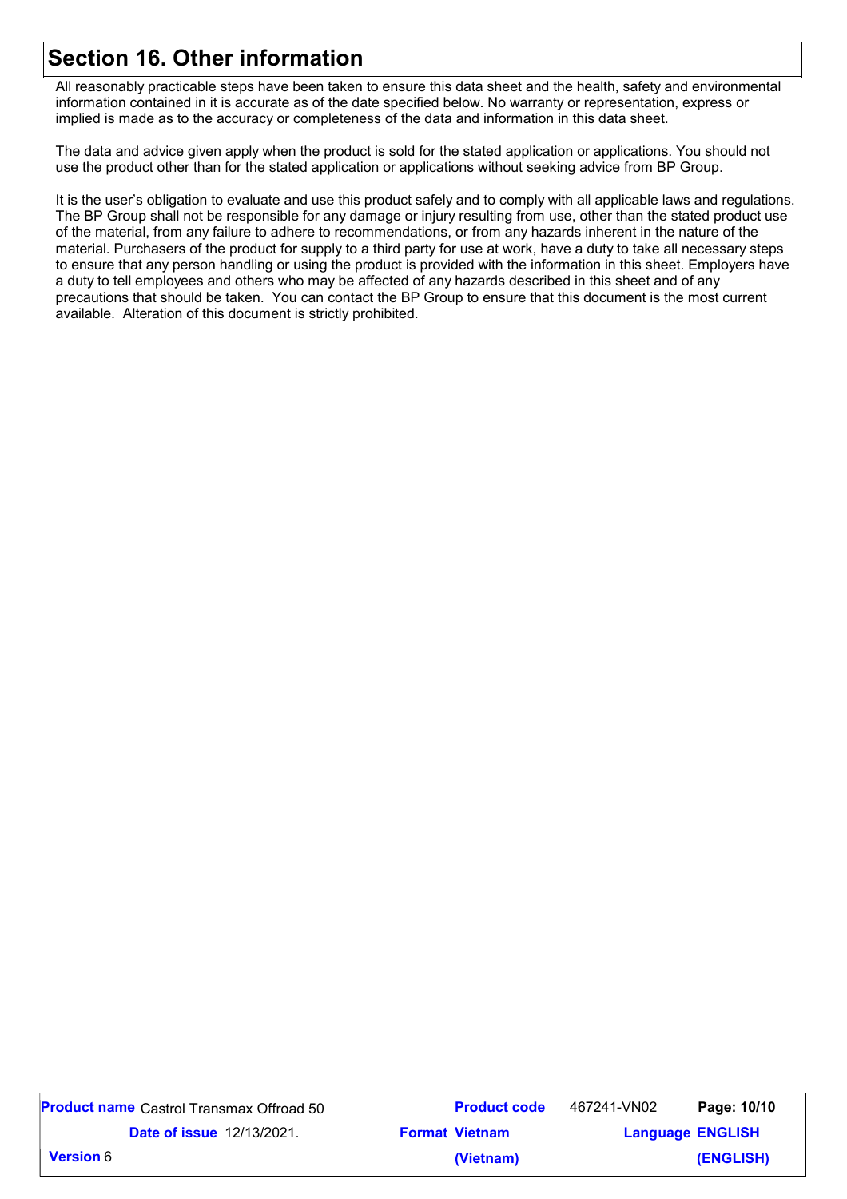## Section 16. Other information

All reasonably practicable steps have been taken to ensure this data sheet and the health, safety and environmental information contained in it is accurate as of the date specified below. No warranty or representation, express or implied is made as to the accuracy or completeness of the data and information in this data sheet.

The data and advice given apply when the product is sold for the stated application or applications. You should not use the product other than for the stated application or applications without seeking advice from BP Group.

It is the user's obligation to evaluate and use this product safely and to comply with all applicable laws and regulations. The BP Group shall not be responsible for any damage or injury resulting from use, other than the stated product use of the material, from any failure to adhere to recommendations, or from any hazards inherent in the nature of the material. Purchasers of the product for supply to a third party for use at work, have a duty to take all necessary steps to ensure that any person handling or using the product is provided with the information in this sheet. Employers have a duty to tell employees and others who may be affected of any hazards described in this sheet and of any precautions that should be taken. You can contact the BP Group to ensure that this document is the most current available. Alteration of this document is strictly prohibited.